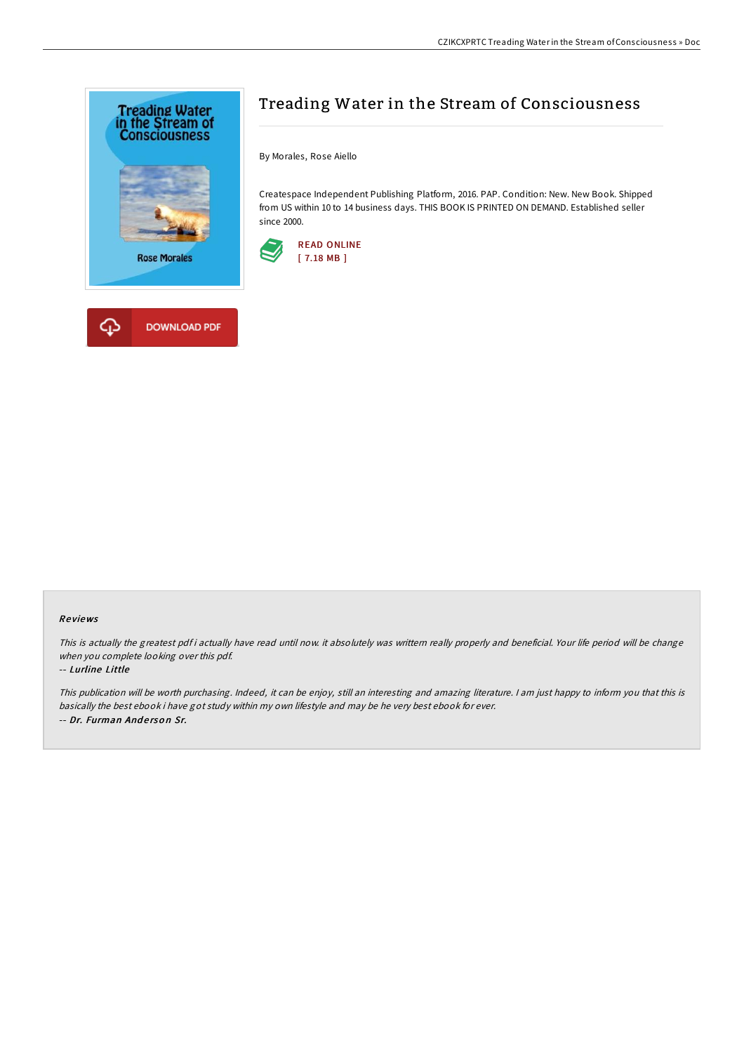# Treading Water in the Stream of Consciousness

By Morales, Rose Aiello

Createspace Independent Publishing Platform, 2016. PAP. Condition: New. New Book. Shipped from US within 10 to 14 business days. THIS BOOK IS PRINTED ON DEMAND. Established seller since 2000.

READ ONLINE
[ 7.18 MB ]

DOWNLOAD PDF

### Reviews

*This is actually the greatest pdf i actually have read until now. it absolutely was writtern really properly and beneficial. Your life period will be change when you complete looking over this pdf.*

*-- Lurline Little*

*This publication will be worth purchasing. Indeed, it can be enjoy, still an interesting and amazing literature. I am just happy to inform you that this is basically the best ebook i have got study within my own lifestyle and may be he very best ebook for ever.*

*-- Dr. Furman Anderson Sr.*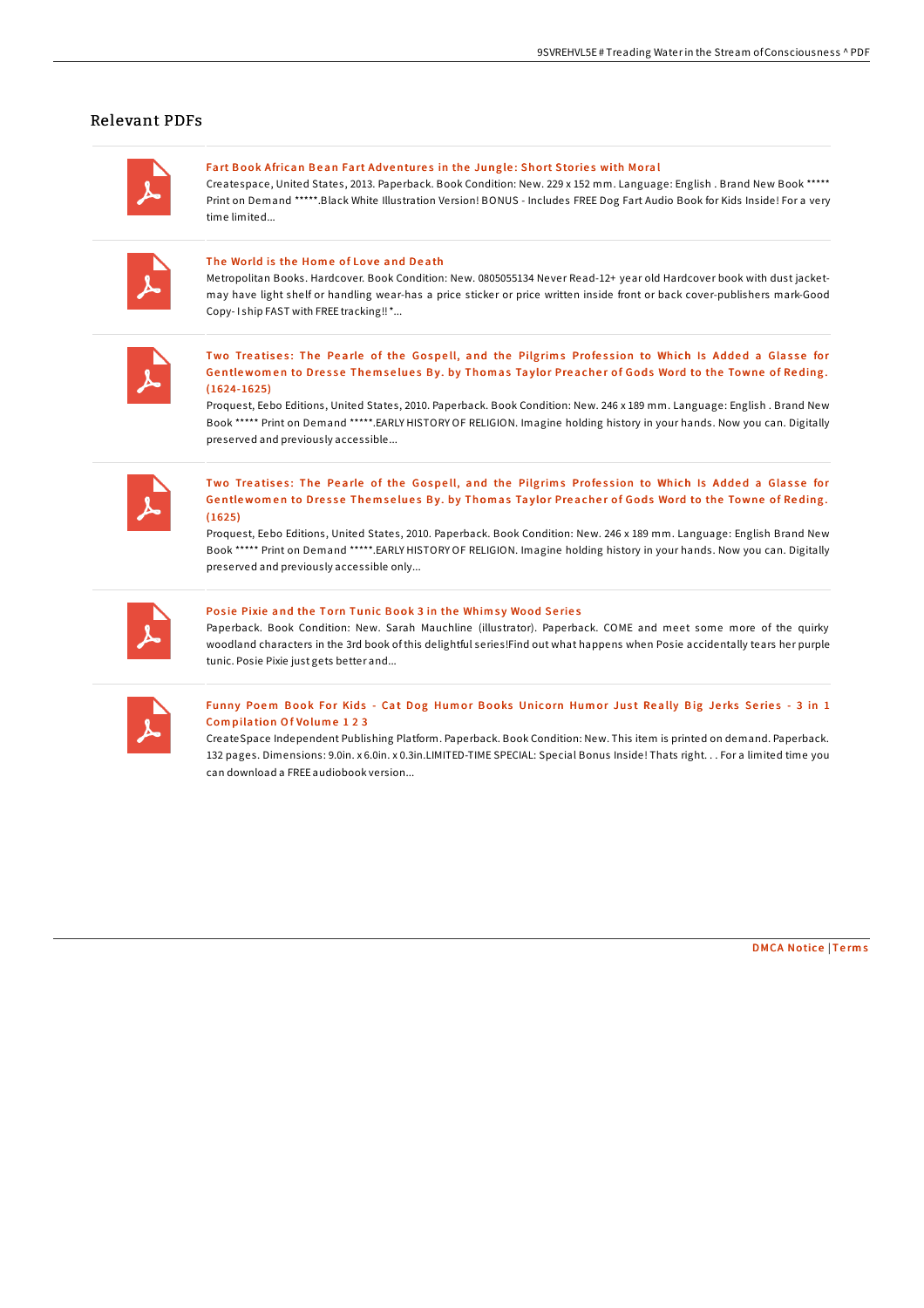## Relevant PDFs

### Fart Book African Bean Fart Adventures in the Jungle: Short Stories with Moral

Createspace, United States, 2013. Paperback. Book Condition: New. 229 x 152 mm. Language: English . Brand New Book ***** Print on Demand *****.Black White Illustration Version! BONUS - Includes FREE Dog Fart Audio Book for Kids Inside! For a very time limited...

### The World is the Home of Love and Death

Metropolitan Books. Hardcover. Book Condition: New. 0805055134 Never Read-12+ year old Hardcover book with dust jacket-may have light shelf or handling wear-has a price sticker or price written inside front or back cover-publishers mark-Good Copy- I ship FAST with FREE tracking!! *...

### Two Treatises: The Pearle of the Gospell, and the Pilgrims Profession to Which Is Added a Glasse for Gentlewomen to Dresse Themselues By. by Thomas Taylor Preacher of Gods Word to the Towne of Reding. (1624-1625)

Proquest, Eebo Editions, United States, 2010. Paperback. Book Condition: New. 246 x 189 mm. Language: English . Brand New Book ***** Print on Demand *****.EARLY HISTORY OF RELIGION. Imagine holding history in your hands. Now you can. Digitally preserved and previously accessible...

### Two Treatises: The Pearle of the Gospell, and the Pilgrims Profession to Which Is Added a Glasse for Gentlewomen to Dresse Themselues By. by Thomas Taylor Preacher of Gods Word to the Towne of Reding. (1625)

Proquest, Eebo Editions, United States, 2010. Paperback. Book Condition: New. 246 x 189 mm. Language: English Brand New Book ***** Print on Demand *****.EARLY HISTORY OF RELIGION. Imagine holding history in your hands. Now you can. Digitally preserved and previously accessible only...

### Posie Pixie and the Torn Tunic Book 3 in the Whimsy Wood Series

Paperback. Book Condition: New. Sarah Mauchline (illustrator). Paperback. COME and meet some more of the quirky woodland characters in the 3rd book of this delightful series!Find out what happens when Posie accidentally tears her purple tunic. Posie Pixie just gets better and...

### Funny Poem Book For Kids - Cat Dog Humor Books Unicorn Humor Just Really Big Jerks Series - 3 in 1 Compilation Of Volume 1 2 3

CreateSpace Independent Publishing Platform. Paperback. Book Condition: New. This item is printed on demand. Paperback. 132 pages. Dimensions: 9.0in. x 6.0in. x 0.3in.LIMITED-TIME SPECIAL: Special Bonus Inside! Thats right. . . For a limited time you can download a FREE audiobook version...

DMCA Notice | Terms